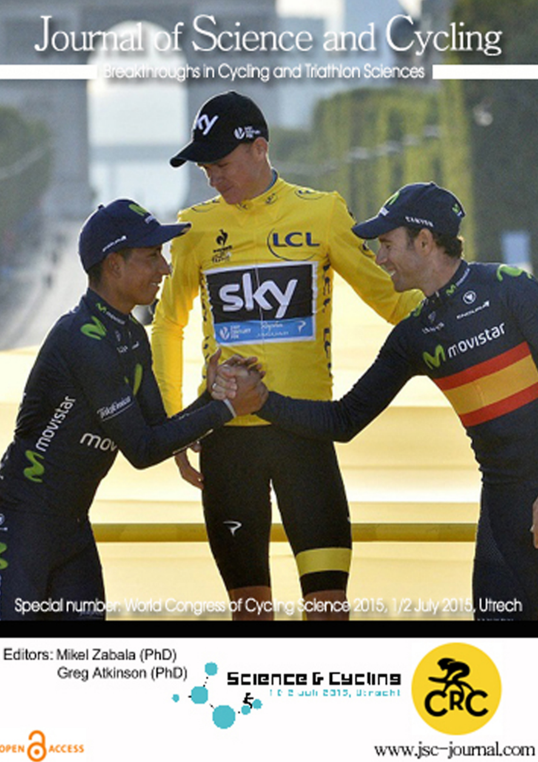# Journal of Science and Cycling

Breakthroughs in Cycling and Triathlon Sciences

Special number: World Congress of Cycling Science 2015, 1/2 July 2015, Utrech

Editors: Mikel Zabala (PhD)
Greg Atkinson (PhD)

Science & Cycling
1 & 2 juli 2015, Utrecht

CRC

OPEN ACCESS

www.jsc-journal.com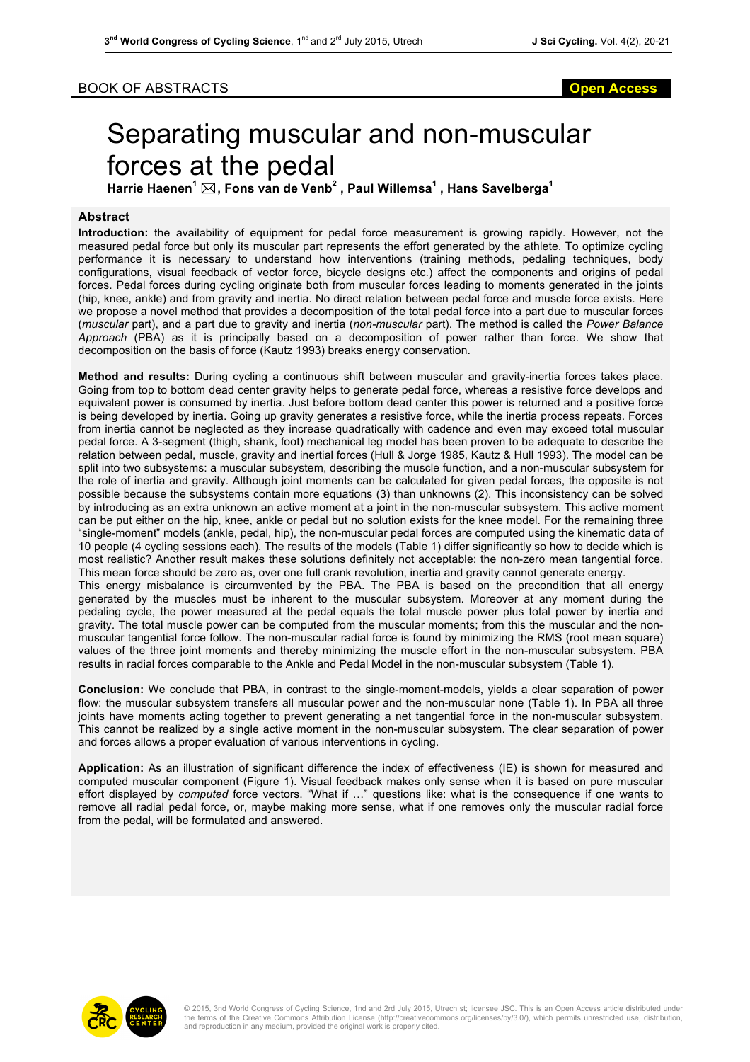# Separating muscular and non-muscular forces at the pedal

**Harrie Haenen[1] ✉, Fons van de Venb[2] , Paul Willemsa[1] , Hans Savelberga[1]**

## Abstract

**Introduction:** the availability of equipment for pedal force measurement is growing rapidly. However, not the measured pedal force but only its muscular part represents the effort generated by the athlete. To optimize cycling performance it is necessary to understand how interventions (training methods, pedaling techniques, body configurations, visual feedback of vector force, bicycle designs etc.) affect the components and origins of pedal forces. Pedal forces during cycling originate both from muscular forces leading to moments generated in the joints (hip, knee, ankle) and from gravity and inertia. No direct relation between pedal force and muscle force exists. Here we propose a novel method that provides a decomposition of the total pedal force into a part due to muscular forces (*muscular* part), and a part due to gravity and inertia (*non-muscular* part). The method is called the *Power Balance Approach* (PBA) as it is principally based on a decomposition of power rather than force. We show that decomposition on the basis of force (Kautz 1993) breaks energy conservation.

**Method and results:** During cycling a continuous shift between muscular and gravity-inertia forces takes place. Going from top to bottom dead center gravity helps to generate pedal force, whereas a resistive force develops and equivalent power is consumed by inertia. Just before bottom dead center this power is returned and a positive force is being developed by inertia. Going up gravity generates a resistive force, while the inertia process repeats. Forces from inertia cannot be neglected as they increase quadratically with cadence and even may exceed total muscular pedal force. A 3-segment (thigh, shank, foot) mechanical leg model has been proven to be adequate to describe the relation between pedal, muscle, gravity and inertial forces (Hull & Jorge 1985, Kautz & Hull 1993). The model can be split into two subsystems: a muscular subsystem, describing the muscle function, and a non-muscular subsystem for the role of inertia and gravity. Although joint moments can be calculated for given pedal forces, the opposite is not possible because the subsystems contain more equations (3) than unknowns (2). This inconsistency can be solved by introducing as an extra unknown an active moment at a joint in the non-muscular subsystem. This active moment can be put either on the hip, knee, ankle or pedal but no solution exists for the knee model. For the remaining three "single-moment" models (ankle, pedal, hip), the non-muscular pedal forces are computed using the kinematic data of 10 people (4 cycling sessions each). The results of the models (Table 1) differ significantly so how to decide which is most realistic? Another result makes these solutions definitely not acceptable: the non-zero mean tangential force. This mean force should be zero as, over one full crank revolution, inertia and gravity cannot generate energy.

This energy misbalance is circumvented by the PBA. The PBA is based on the precondition that all energy generated by the muscles must be inherent to the muscular subsystem. Moreover at any moment during the pedaling cycle, the power measured at the pedal equals the total muscle power plus total power by inertia and gravity. The total muscle power can be computed from the muscular moments; from this the muscular and the non-muscular tangential force follow. The non-muscular radial force is found by minimizing the RMS (root mean square) values of the three joint moments and thereby minimizing the muscle effort in the non-muscular subsystem. PBA results in radial forces comparable to the Ankle and Pedal Model in the non-muscular subsystem (Table 1).

**Conclusion:** We conclude that PBA, in contrast to the single-moment-models, yields a clear separation of power flow: the muscular subsystem transfers all muscular power and the non-muscular none (Table 1). In PBA all three joints have moments acting together to prevent generating a net tangential force in the non-muscular subsystem. This cannot be realized by a single active moment in the non-muscular subsystem. The clear separation of power and forces allows a proper evaluation of various interventions in cycling.

**Application:** As an illustration of significant difference the index of effectiveness (IE) is shown for measured and computed muscular component (Figure 1). Visual feedback makes only sense when it is based on pure muscular effort displayed by *computed* force vectors. "What if …" questions like: what is the consequence if one wants to remove all radial pedal force, or, maybe making more sense, what if one removes only the muscular radial force from the pedal, will be formulated and answered.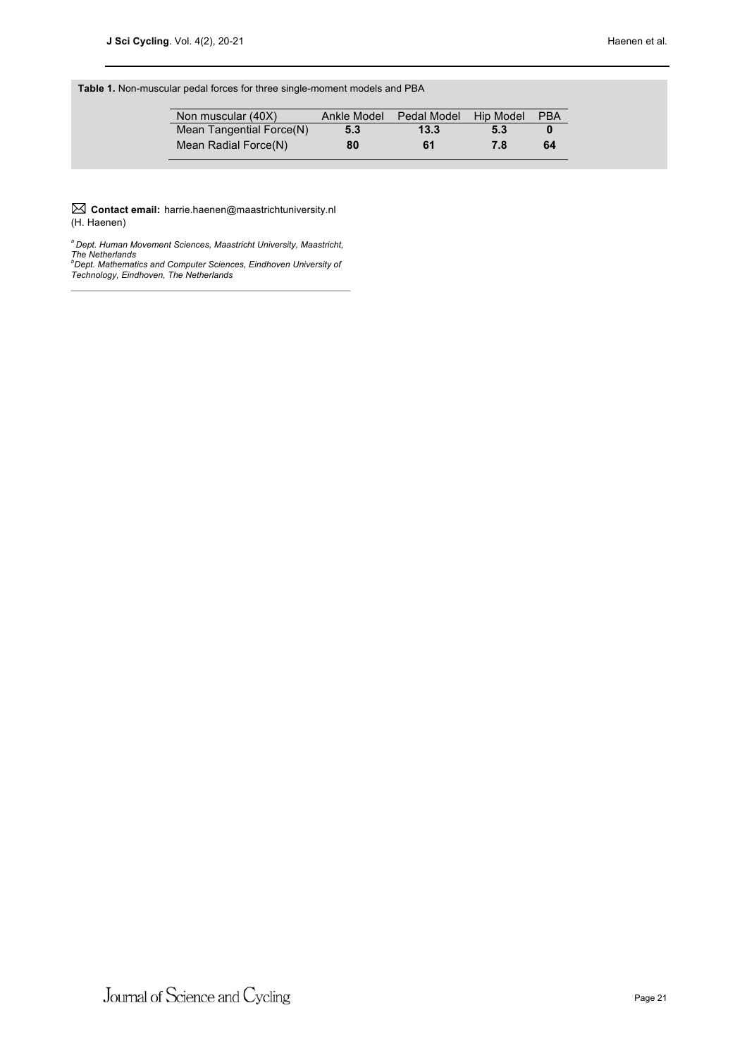**Table 1.** Non-muscular pedal forces for three single-moment models and PBA

| Non muscular (40X) | Ankle Model | Pedal Model | Hip Model | PBA |
|---|---|---|---|---|
| Mean Tangential Force(N) | **5.3** | **13.3** | **5.3** | **0** |
| Mean Radial Force(N) | **80** | **61** | **7.8** | **64** |

✉ **Contact email:** harrie.haenen@maastrichtuniversity.nl (H. Haenen)

[a] *Dept. Human Movement Sciences, Maastricht University, Maastricht, The Netherlands*

[b] *Dept. Mathematics and Computer Sciences, Eindhoven University of Technology, Eindhoven, The Netherlands*